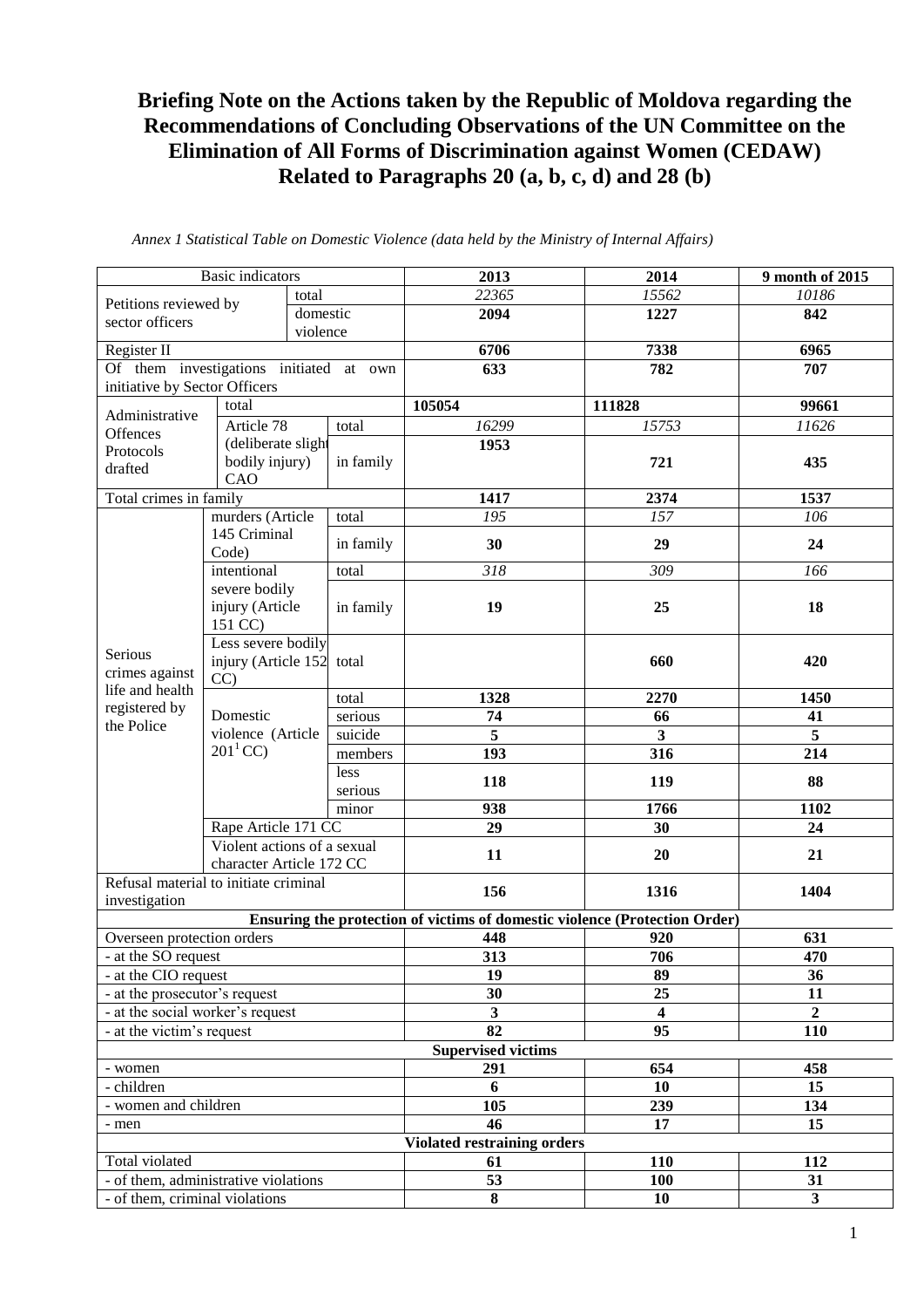# Briefing Note on the Actions taken by the Republic of Moldova regarding the Recommendations of Concluding Observations of the UN Committee on the Elimination of All Forms of Discrimination against Women (CEDAW) Related to Paragraphs 20 (a, b, c, d) and 28 (b)

*Annex 1 Statistical Table on Domestic Violence (data held by the Ministry of Internal Affairs)*

| Basic indicators | | | 2013 | 2014 | 9 month of 2015 |
|---|---|---|---|---|---|
| Petitions reviewed by sector officers | total | | *22365* | *15562* | *10186* |
| | domestic violence | | **2094** | **1227** | **842** |
| Register II | | | **6706** | **7338** | **6965** |
| Of them investigations initiated at own initiative by Sector Officers | | | **633** | **782** | **707** |
| Administrative Offences Protocols drafted | total | | **105054** | **111828** | **99661** |
| | Article 78 (deliberate slight bodily injury) CAO | total | *16299* | *15753* | *11626* |
| | | in family | **1953** | **721** | **435** |
| Total crimes in family | | | **1417** | **2374** | **1537** |
| Serious crimes against life and health registered by the Police | murders (Article 145 Criminal Code) | total | *195* | *157* | *106* |
| | | in family | **30** | **29** | **24** |
| | intentional severe bodily injury (Article 151 CC) | total | *318* | *309* | *166* |
| | | in family | **19** | **25** | **18** |
| | Less severe bodily injury (Article 152 CC) | total | | **660** | **420** |
| | Domestic violence (Article $201^1$ CC) | total | **1328** | **2270** | **1450** |
| | | serious | **74** | **66** | **41** |
| | | suicide | **5** | **3** | **5** |
| | | members | **193** | **316** | **214** |
| | | less serious | **118** | **119** | **88** |
| | | minor | **938** | **1766** | **1102** |
| | Rape Article 171 CC | | **29** | **30** | **24** |
| | Violent actions of a sexual character Article 172 CC | | **11** | **20** | **21** |
| Refusal material to initiate criminal investigation | | | **156** | **1316** | **1404** |
| **Ensuring the protection of victims of domestic violence (Protection Order)** | | | | | |
| Overseen protection orders | | | **448** | **920** | **631** |
| - at the SO request | | | **313** | **706** | **470** |
| - at the CIO request | | | **19** | **89** | **36** |
| - at the prosecutor's request | | | **30** | **25** | **11** |
| - at the social worker's request | | | **3** | **4** | **2** |
| - at the victim's request | | | **82** | **95** | **110** |
| **Supervised victims** | | | | | |
| - women | | | **291** | **654** | **458** |
| - children | | | **6** | **10** | **15** |
| - women and children | | | **105** | **239** | **134** |
| - men | | | **46** | **17** | **15** |
| **Violated restraining orders** | | | | | |
| Total violated | | | **61** | **110** | **112** |
| - of them, administrative violations | | | **53** | **100** | **31** |
| - of them, criminal violations | | | **8** | **10** | **3** |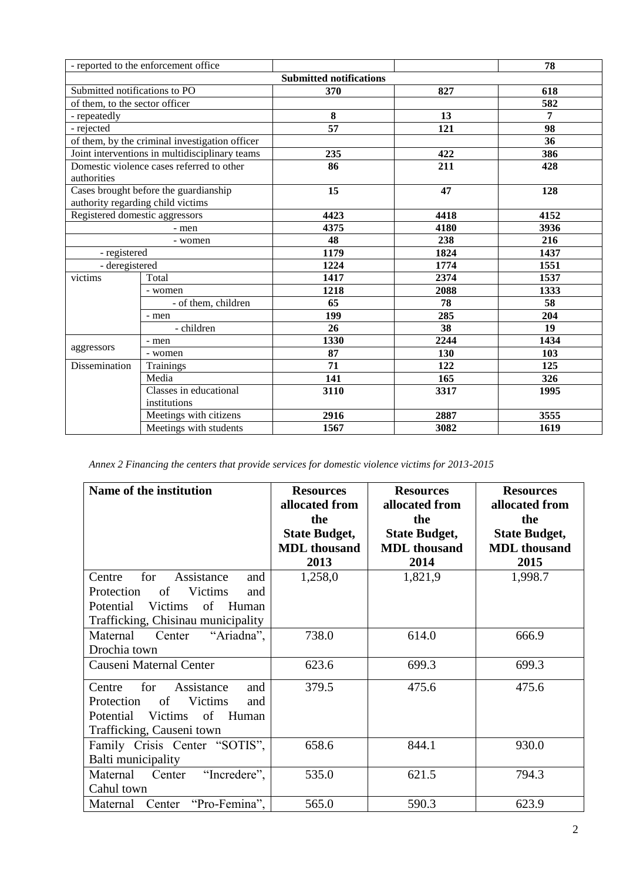| | | | | |
|---|---|---|---|---|
| - reported to the enforcement office | | | | **78** |
| **Submitted notifications** | | | | |
| Submitted notifications to PO | | **370** | **827** | **618** |
| of them, to the sector officer | | | | **582** |
| - repeatedly | | **8** | **13** | **7** |
| - rejected | | **57** | **121** | **98** |
| of them, by the criminal investigation officer | | | | **36** |
| Joint interventions in multidisciplinary teams | | **235** | **422** | **386** |
| Domestic violence cases referred to other authorities | | **86** | **211** | **428** |
| Cases brought before the guardianship authority regarding child victims | | **15** | **47** | **128** |
| Registered domestic aggressors | | **4423** | **4418** | **4152** |
| - men | | **4375** | **4180** | **3936** |
| - women | | **48** | **238** | **216** |
| - registered | | **1179** | **1824** | **1437** |
| - deregistered | | **1224** | **1774** | **1551** |
| victims | Total | **1417** | **2374** | **1537** |
| | - women | **1218** | **2088** | **1333** |
| | - of them, children | **65** | **78** | **58** |
| | - men | **199** | **285** | **204** |
| | - children | **26** | **38** | **19** |
| aggressors | - men | **1330** | **2244** | **1434** |
| | - women | **87** | **130** | **103** |
| Dissemination | Trainings | **71** | **122** | **125** |
| | Media | **141** | **165** | **326** |
| | Classes in educational institutions | **3110** | **3317** | **1995** |
| | Meetings with citizens | **2916** | **2887** | **3555** |
| | Meetings with students | **1567** | **3082** | **1619** |

*Annex 2 Financing the centers that provide services for domestic violence victims for 2013-2015*

| **Name of the institution** | **Resources allocated from the State Budget, MDL thousand 2013** | **Resources allocated from the State Budget, MDL thousand 2014** | **Resources allocated from the State Budget, MDL thousand 2015** |
|---|---|---|---|
| Centre for Assistance and Protection of Victims and Potential Victims of Human Trafficking, Chisinau municipality | 1,258,0 | 1,821,9 | 1,998.7 |
| Maternal Center "Ariadna", Drochia town | 738.0 | 614.0 | 666.9 |
| Causeni Maternal Center | 623.6 | 699.3 | 699.3 |
| Centre for Assistance and Protection of Victims and Potential Victims of Human Trafficking, Causeni town | 379.5 | 475.6 | 475.6 |
| Family Crisis Center "SOTIS", Balti municipality | 658.6 | 844.1 | 930.0 |
| Maternal Center "Incredere", Cahul town | 535.0 | 621.5 | 794.3 |
| Maternal Center "Pro-Femina", | 565.0 | 590.3 | 623.9 |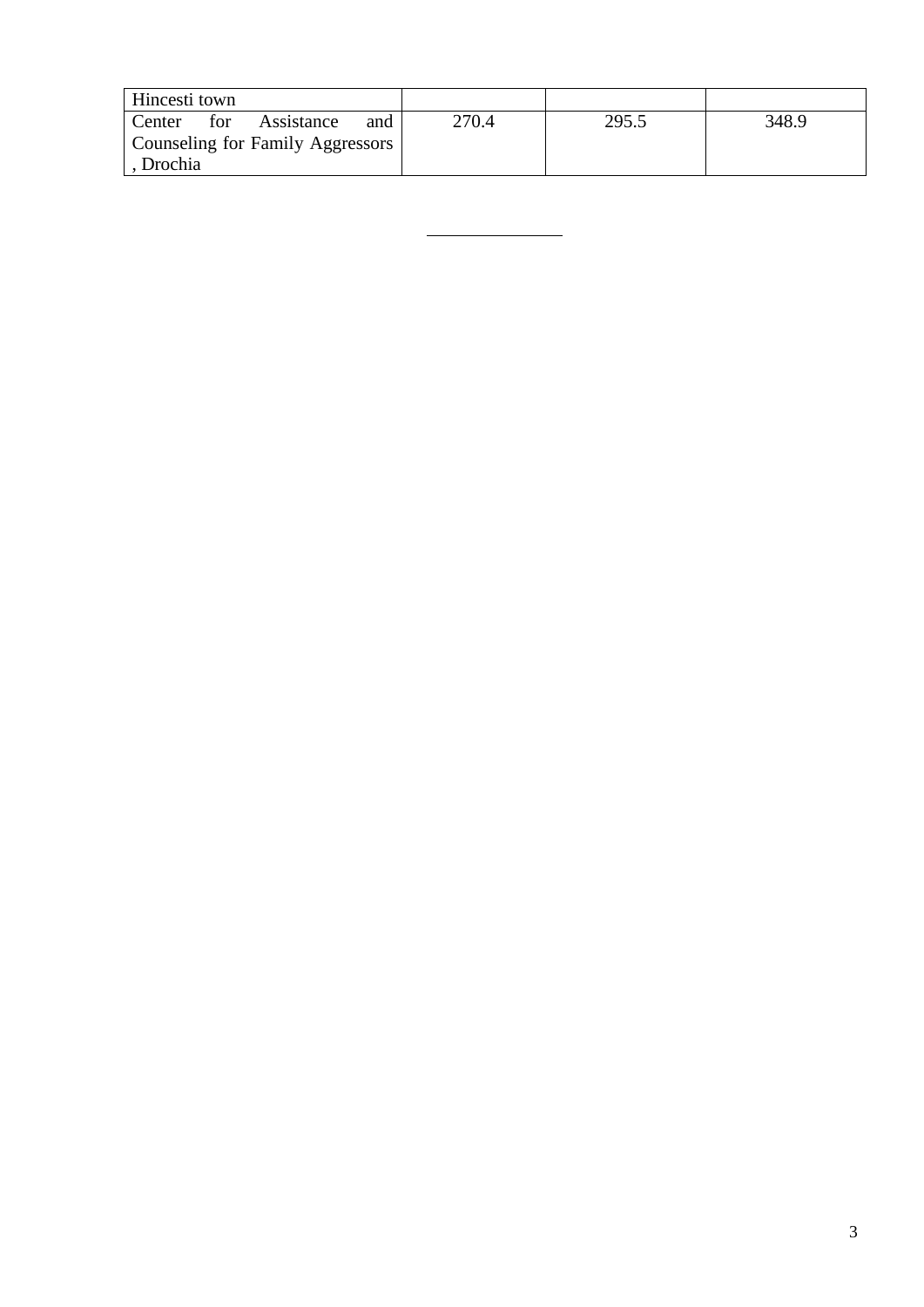| | | | |
|---|---|---|---|
| Hincesti town | | | |
| Center for Assistance and Counseling for Family Aggressors , Drochia | 270.4 | 295.5 | 348.9 |